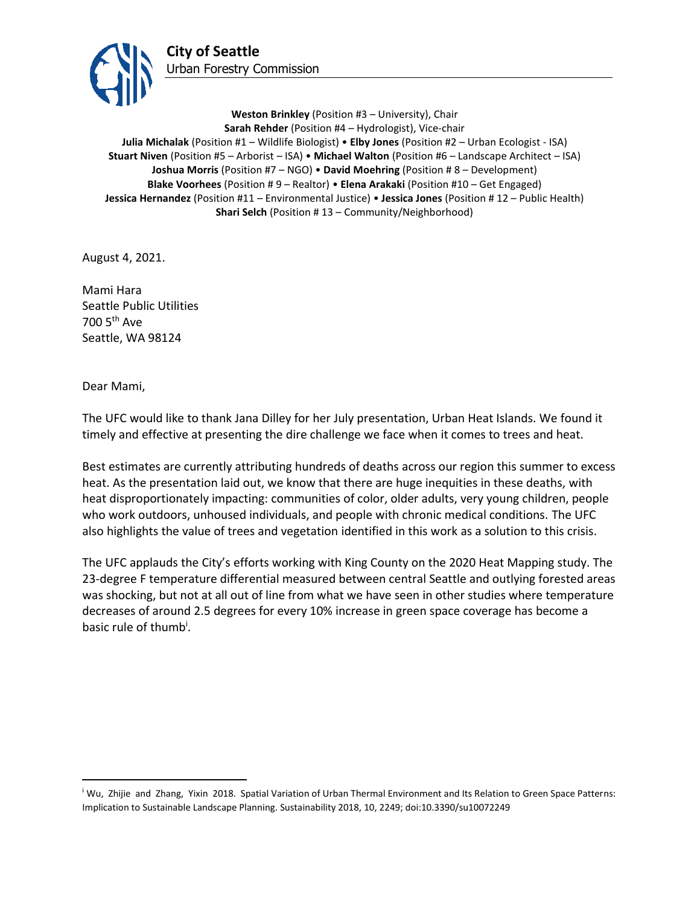# City of Seattle

Urban Forestry Commission

**Weston Brinkley** (Position #3 – University), Chair
**Sarah Rehder** (Position #4 – Hydrologist), Vice-chair
**Julia Michalak** (Position #1 – Wildlife Biologist) • **Elby Jones** (Position #2 – Urban Ecologist - ISA)
**Stuart Niven** (Position #5 – Arborist – ISA) • **Michael Walton** (Position #6 – Landscape Architect – ISA)
**Joshua Morris** (Position #7 – NGO) • **David Moehring** (Position # 8 – Development)
**Blake Voorhees** (Position # 9 – Realtor) • **Elena Arakaki** (Position #10 – Get Engaged)
**Jessica Hernandez** (Position #11 – Environmental Justice) • **Jessica Jones** (Position # 12 – Public Health)
**Shari Selch** (Position # 13 – Community/Neighborhood)

August 4, 2021.

Mami Hara
Seattle Public Utilities
700 5th Ave
Seattle, WA 98124

Dear Mami,

The UFC would like to thank Jana Dilley for her July presentation, Urban Heat Islands. We found it timely and effective at presenting the dire challenge we face when it comes to trees and heat.

Best estimates are currently attributing hundreds of deaths across our region this summer to excess heat. As the presentation laid out, we know that there are huge inequities in these deaths, with heat disproportionately impacting: communities of color, older adults, very young children, people who work outdoors, unhoused individuals, and people with chronic medical conditions. The UFC also highlights the value of trees and vegetation identified in this work as a solution to this crisis.

The UFC applauds the City's efforts working with King County on the 2020 Heat Mapping study. The 23-degree F temperature differential measured between central Seattle and outlying forested areas was shocking, but not at all out of line from what we have seen in other studies where temperature decreases of around 2.5 degrees for every 10% increase in green space coverage has become a basic rule of thumb[i].

---

[i] Wu, Zhijie and Zhang, Yixin 2018. Spatial Variation of Urban Thermal Environment and Its Relation to Green Space Patterns: Implication to Sustainable Landscape Planning. Sustainability 2018, 10, 2249; doi:10.3390/su10072249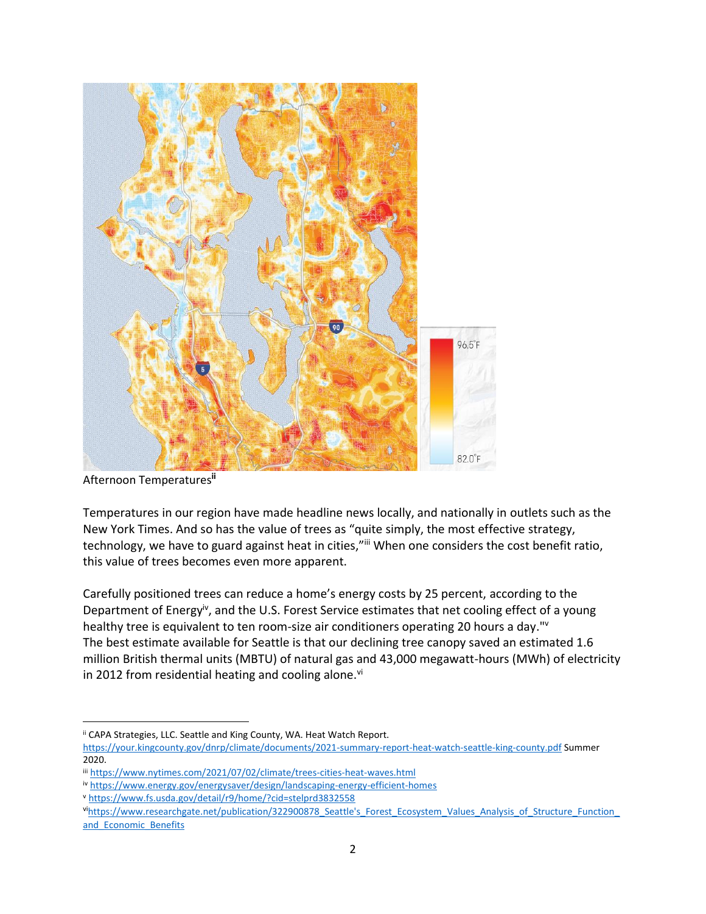Afternoon Temperatures[ii]

Temperatures in our region have made headline news locally, and nationally in outlets such as the New York Times. And so has the value of trees as "quite simply, the most effective strategy, technology, we have to guard against heat in cities,"[iii] When one considers the cost benefit ratio, this value of trees becomes even more apparent.

Carefully positioned trees can reduce a home's energy costs by 25 percent, according to the Department of Energy[iv], and the U.S. Forest Service estimates that net cooling effect of a young healthy tree is equivalent to ten room-size air conditioners operating 20 hours a day."[v]
The best estimate available for Seattle is that our declining tree canopy saved an estimated 1.6 million British thermal units (MBTU) of natural gas and 43,000 megawatt-hours (MWh) of electricity in 2012 from residential heating and cooling alone.[vi]

---

[ii] CAPA Strategies, LLC. Seattle and King County, WA. Heat Watch Report. https://your.kingcounty.gov/dnrp/climate/documents/2021-summary-report-heat-watch-seattle-king-county.pdf Summer 2020.

[iii] https://www.nytimes.com/2021/07/02/climate/trees-cities-heat-waves.html

[iv] https://www.energy.gov/energysaver/design/landscaping-energy-efficient-homes

[v] https://www.fs.usda.gov/detail/r9/home/?cid=stelprd3832558

[vi] https://www.researchgate.net/publication/322900878_Seattle's_Forest_Ecosystem_Values_Analysis_of_Structure_Function_and_Economic_Benefits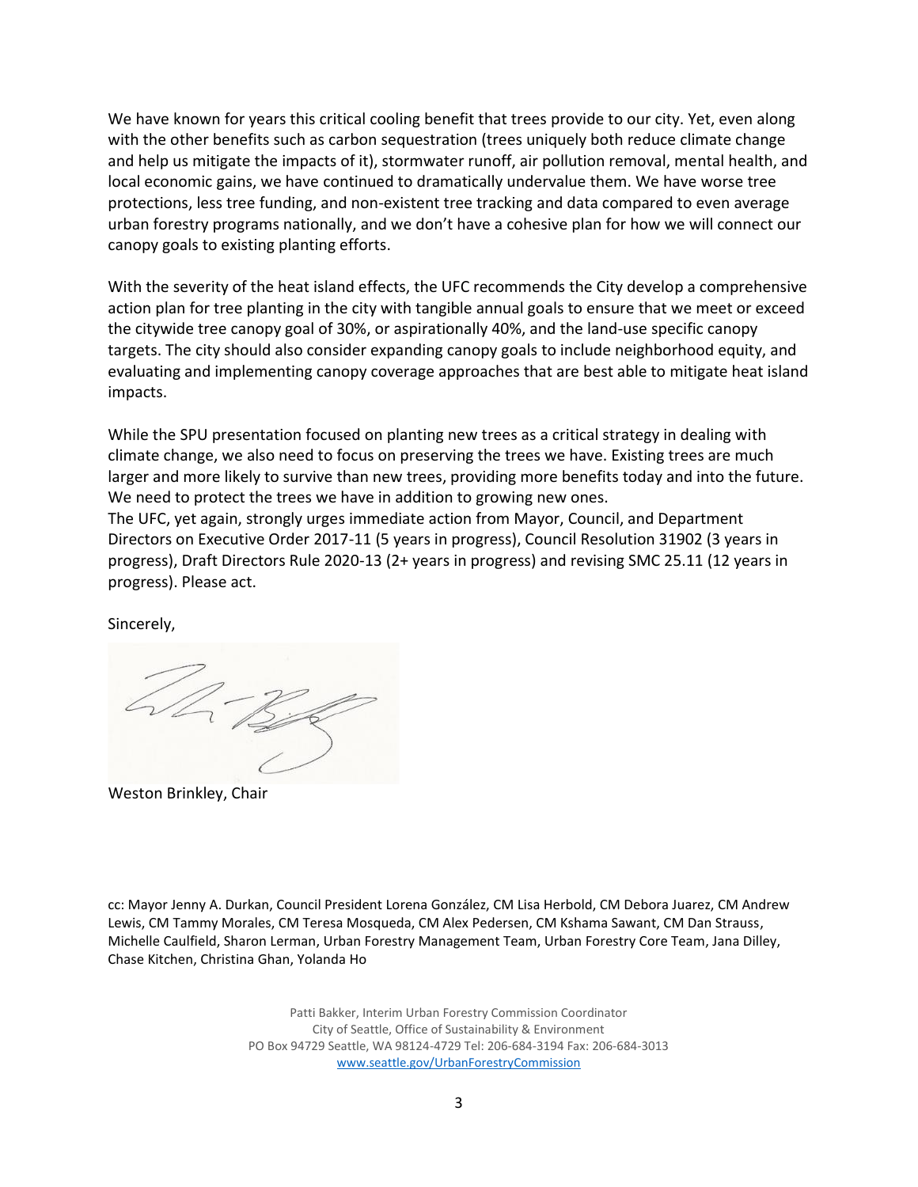We have known for years this critical cooling benefit that trees provide to our city. Yet, even along with the other benefits such as carbon sequestration (trees uniquely both reduce climate change and help us mitigate the impacts of it), stormwater runoff, air pollution removal, mental health, and local economic gains, we have continued to dramatically undervalue them. We have worse tree protections, less tree funding, and non-existent tree tracking and data compared to even average urban forestry programs nationally, and we don't have a cohesive plan for how we will connect our canopy goals to existing planting efforts.

With the severity of the heat island effects, the UFC recommends the City develop a comprehensive action plan for tree planting in the city with tangible annual goals to ensure that we meet or exceed the citywide tree canopy goal of 30%, or aspirationally 40%, and the land-use specific canopy targets. The city should also consider expanding canopy goals to include neighborhood equity, and evaluating and implementing canopy coverage approaches that are best able to mitigate heat island impacts.

While the SPU presentation focused on planting new trees as a critical strategy in dealing with climate change, we also need to focus on preserving the trees we have. Existing trees are much larger and more likely to survive than new trees, providing more benefits today and into the future. We need to protect the trees we have in addition to growing new ones.

The UFC, yet again, strongly urges immediate action from Mayor, Council, and Department Directors on Executive Order 2017-11 (5 years in progress), Council Resolution 31902 (3 years in progress), Draft Directors Rule 2020-13 (2+ years in progress) and revising SMC 25.11 (12 years in progress). Please act.

Sincerely,

Weston Brinkley, Chair

cc: Mayor Jenny A. Durkan, Council President Lorena González, CM Lisa Herbold, CM Debora Juarez, CM Andrew Lewis, CM Tammy Morales, CM Teresa Mosqueda, CM Alex Pedersen, CM Kshama Sawant, CM Dan Strauss, Michelle Caulfield, Sharon Lerman, Urban Forestry Management Team, Urban Forestry Core Team, Jana Dilley, Chase Kitchen, Christina Ghan, Yolanda Ho

Patti Bakker, Interim Urban Forestry Commission Coordinator
City of Seattle, Office of Sustainability & Environment
PO Box 94729 Seattle, WA 98124-4729 Tel: 206-684-3194 Fax: 206-684-3013
www.seattle.gov/UrbanForestryCommission